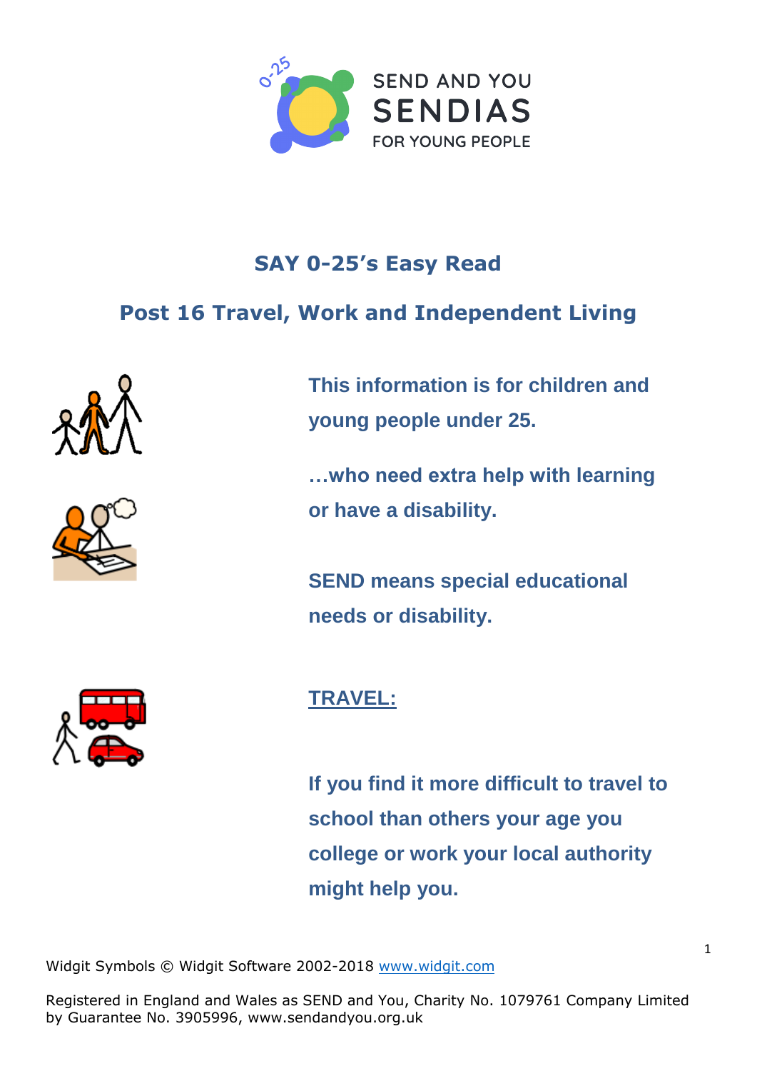SEND AND YOU
SENDIAS
FOR YOUNG PEOPLE

# SAY 0-25's Easy Read

## Post 16 Travel, Work and Independent Living

**This information is for children and young people under 25.**

**…who need extra help with learning or have a disability.**

**SEND means special educational needs or disability.**

## TRAVEL:

**If you find it more difficult to travel to school than others your age you college or work your local authority might help you.**

Widgit Symbols © Widgit Software 2002-2018 www.widgit.com

Registered in England and Wales as SEND and You, Charity No. 1079761 Company Limited by Guarantee No. 3905996, www.sendandyou.org.uk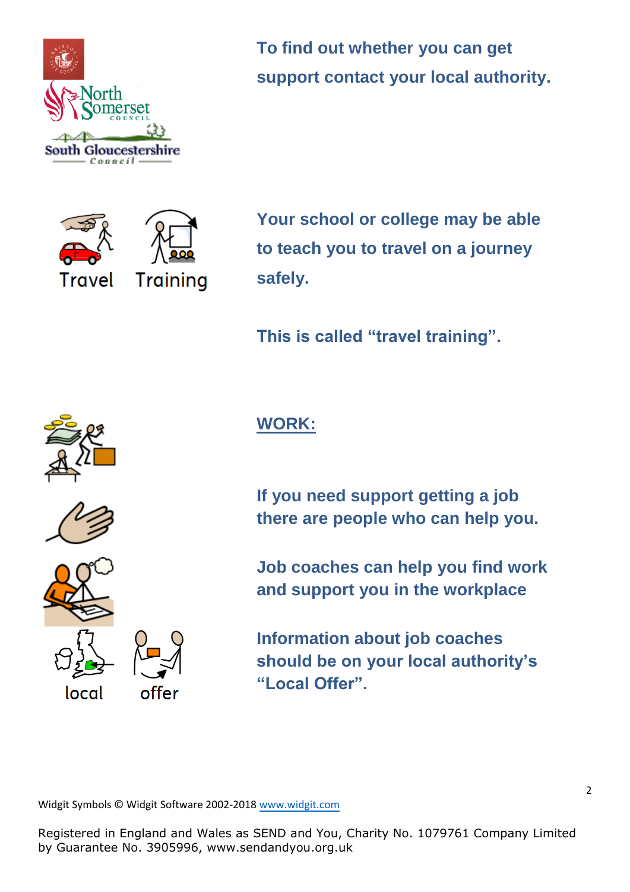To find out whether you can get support contact your local authority.

Travel Training

Your school or college may be able to teach you to travel on a journey safely.

This is called “travel training”.

## WORK:

If you need support getting a job there are people who can help you.

Job coaches can help you find work and support you in the workplace

local offer

Information about job coaches should be on your local authority’s “Local Offer”.

Widgit Symbols © Widgit Software 2002-2018 www.widgit.com

Registered in England and Wales as SEND and You, Charity No. 1079761 Company Limited by Guarantee No. 3905996, www.sendandyou.org.uk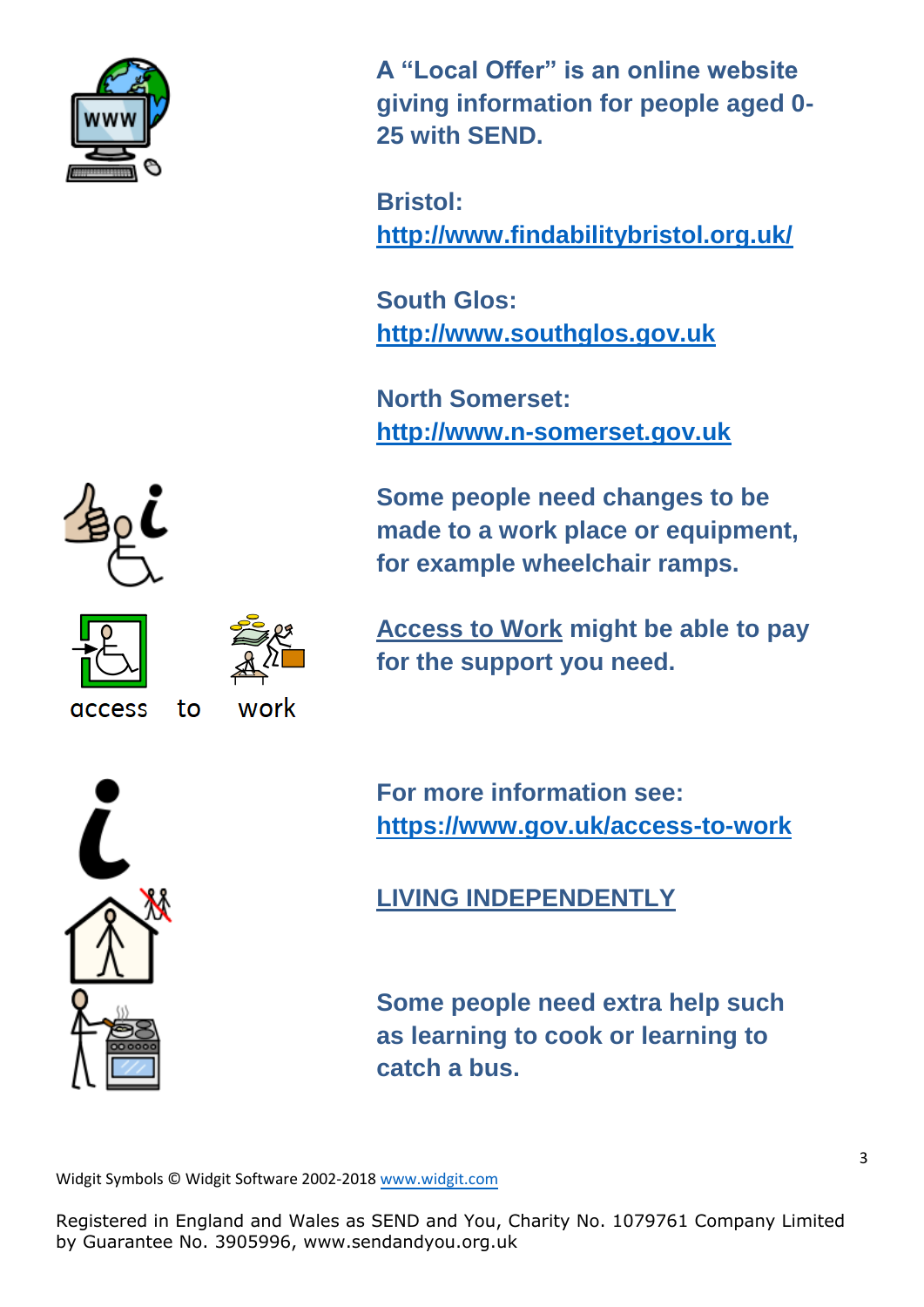**A "Local Offer" is an online website giving information for people aged 0-25 with SEND.**

**Bristol:**
**http://www.findabilitybristol.org.uk/**

**South Glos:**
**http://www.southglos.gov.uk**

**North Somerset:**
**http://www.n-somerset.gov.uk**

**Some people need changes to be made to a work place or equipment, for example wheelchair ramps.**

access to work

**Access to Work might be able to pay for the support you need.**

**For more information see:**
**https://www.gov.uk/access-to-work**

## LIVING INDEPENDENTLY

**Some people need extra help such as learning to cook or learning to catch a bus.**

Widgit Symbols © Widgit Software 2002-2018 www.widgit.com

Registered in England and Wales as SEND and You, Charity No. 1079761 Company Limited by Guarantee No. 3905996, www.sendandyou.org.uk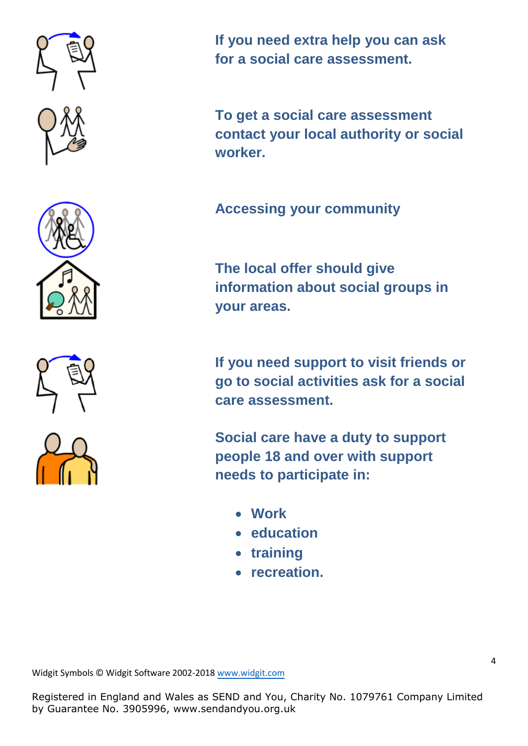If you need extra help you can ask for a social care assessment.

To get a social care assessment contact your local authority or social worker.

## Accessing your community

The local offer should give information about social groups in your areas.

If you need support to visit friends or go to social activities ask for a social care assessment.

Social care have a duty to support people 18 and over with support needs to participate in:

- Work
- education
- training
- recreation.

Widgit Symbols © Widgit Software 2002-2018 www.widgit.com

Registered in England and Wales as SEND and You, Charity No. 1079761 Company Limited by Guarantee No. 3905996, www.sendandyou.org.uk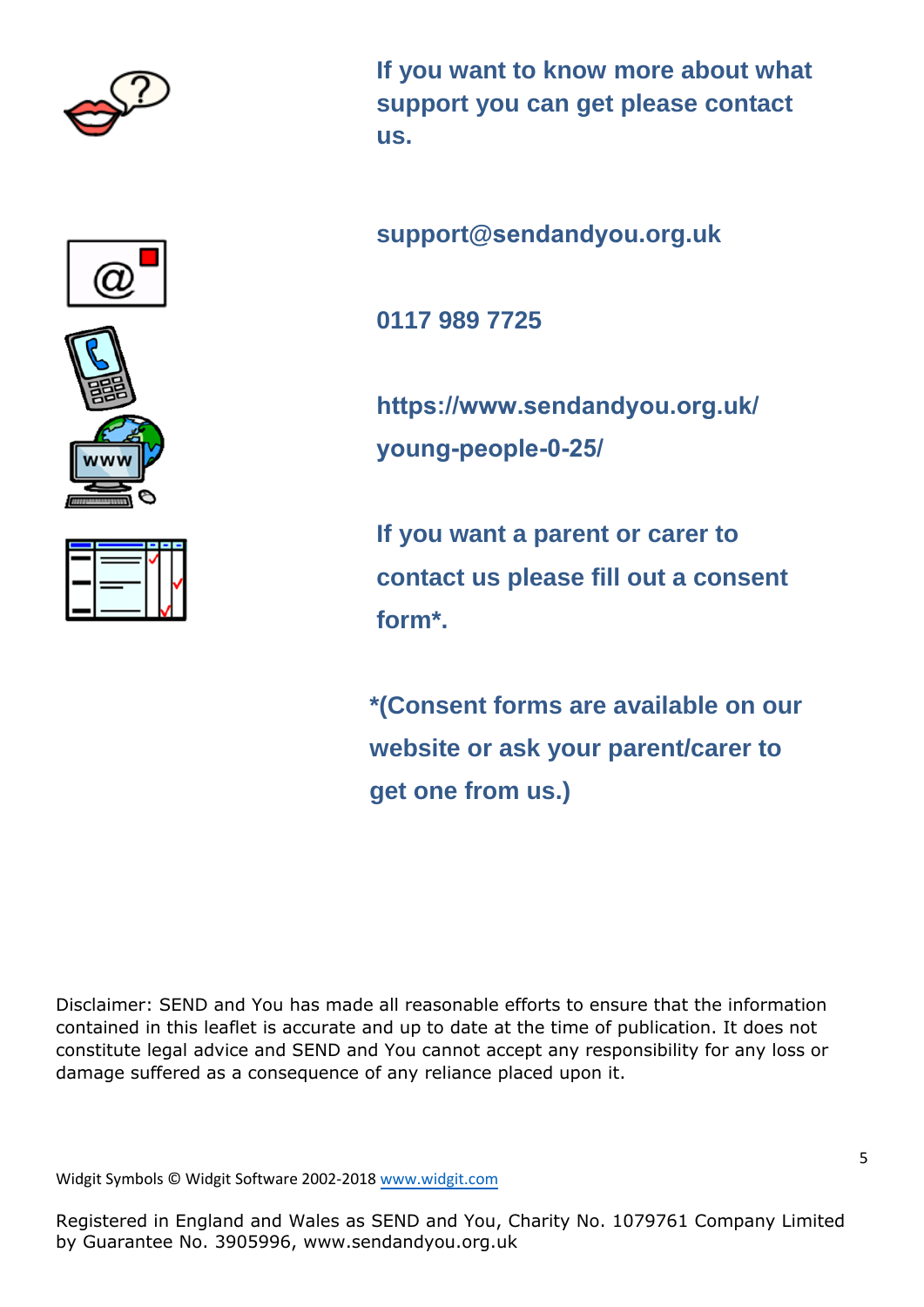**If you want to know more about what support you can get please contact us.**

**support@sendandyou.org.uk**

**0117 989 7725**

**https://www.sendandyou.org.uk/ young-people-0-25/**

**If you want a parent or carer to contact us please fill out a consent form*.**

***(Consent forms are available on our website or ask your parent/carer to get one from us.)**

Disclaimer: SEND and You has made all reasonable efforts to ensure that the information contained in this leaflet is accurate and up to date at the time of publication. It does not constitute legal advice and SEND and You cannot accept any responsibility for any loss or damage suffered as a consequence of any reliance placed upon it.

Widgit Symbols © Widgit Software 2002-2018 [www.widgit.com](www.widgit.com)

Registered in England and Wales as SEND and You, Charity No. 1079761 Company Limited by Guarantee No. 3905996, www.sendandyou.org.uk